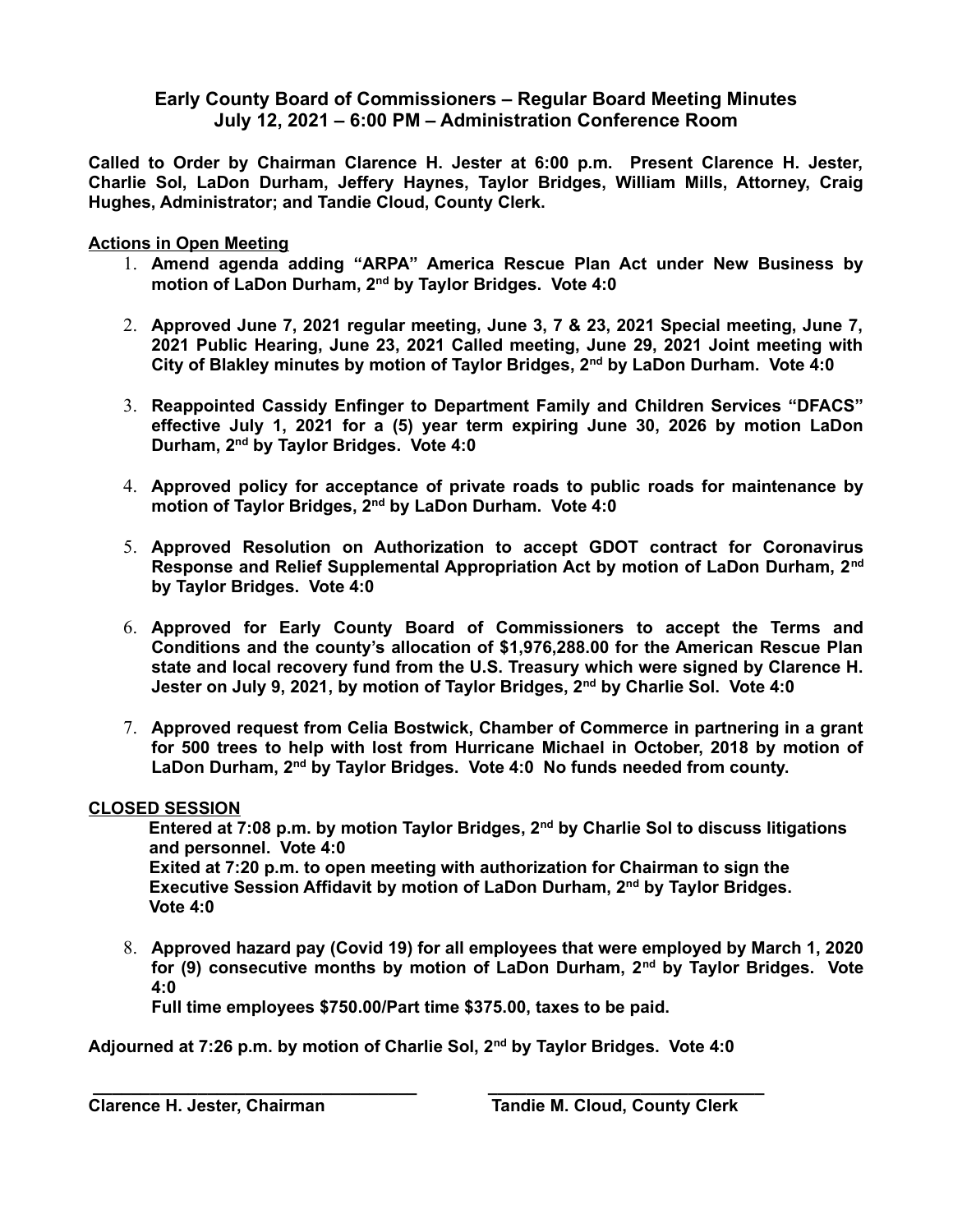**Early County Board of Commissioners – Regular Board Meeting Minutes**
**July 12, 2021 – 6:00 PM – Administration Conference Room**

**Called to Order by Chairman Clarence H. Jester at 6:00 p.m. Present Clarence H. Jester, Charlie Sol, LaDon Durham, Jeffery Haynes, Taylor Bridges, William Mills, Attorney, Craig Hughes, Administrator; and Tandie Cloud, County Clerk.**

**Actions in Open Meeting**

1. **Amend agenda adding "ARPA" America Rescue Plan Act under New Business by motion of LaDon Durham, 2nd by Taylor Bridges. Vote 4:0**
2. **Approved June 7, 2021 regular meeting, June 3, 7 & 23, 2021 Special meeting, June 7, 2021 Public Hearing, June 23, 2021 Called meeting, June 29, 2021 Joint meeting with City of Blakley minutes by motion of Taylor Bridges, 2nd by LaDon Durham. Vote 4:0**
3. **Reappointed Cassidy Enfinger to Department Family and Children Services "DFACS" effective July 1, 2021 for a (5) year term expiring June 30, 2026 by motion LaDon Durham, 2nd by Taylor Bridges. Vote 4:0**
4. **Approved policy for acceptance of private roads to public roads for maintenance by motion of Taylor Bridges, 2nd by LaDon Durham. Vote 4:0**
5. **Approved Resolution on Authorization to accept GDOT contract for Coronavirus Response and Relief Supplemental Appropriation Act by motion of LaDon Durham, 2nd by Taylor Bridges. Vote 4:0**
6. **Approved for Early County Board of Commissioners to accept the Terms and Conditions and the county's allocation of $1,976,288.00 for the American Rescue Plan state and local recovery fund from the U.S. Treasury which were signed by Clarence H. Jester on July 9, 2021, by motion of Taylor Bridges, 2nd by Charlie Sol. Vote 4:0**
7. **Approved request from Celia Bostwick, Chamber of Commerce in partnering in a grant for 500 trees to help with lost from Hurricane Michael in October, 2018 by motion of LaDon Durham, 2nd by Taylor Bridges. Vote 4:0 No funds needed from county.**

**CLOSED SESSION**

**Entered at 7:08 p.m. by motion Taylor Bridges, 2nd by Charlie Sol to discuss litigations and personnel. Vote 4:0**
**Exited at 7:20 p.m. to open meeting with authorization for Chairman to sign the Executive Session Affidavit by motion of LaDon Durham, 2nd by Taylor Bridges. Vote 4:0**

8. **Approved hazard pay (Covid 19) for all employees that were employed by March 1, 2020 for (9) consecutive months by motion of LaDon Durham, 2nd by Taylor Bridges. Vote 4:0**
   **Full time employees $750.00/Part time $375.00, taxes to be paid.**

**Adjourned at 7:26 p.m. by motion of Charlie Sol, 2nd by Taylor Bridges. Vote 4:0**

\_\_\_\_\_\_\_\_\_\_\_\_\_\_\_\_\_\_\_\_\_\_\_\_\_\_\_\_\_\_\_\_\_\_\_\_ \_\_\_\_\_\_\_\_\_\_\_\_\_\_\_\_\_\_\_\_\_\_\_\_\_\_\_\_\_\_\_\_\_\_\_\_

**Clarence H. Jester, Chairman** **Tandie M. Cloud, County Clerk**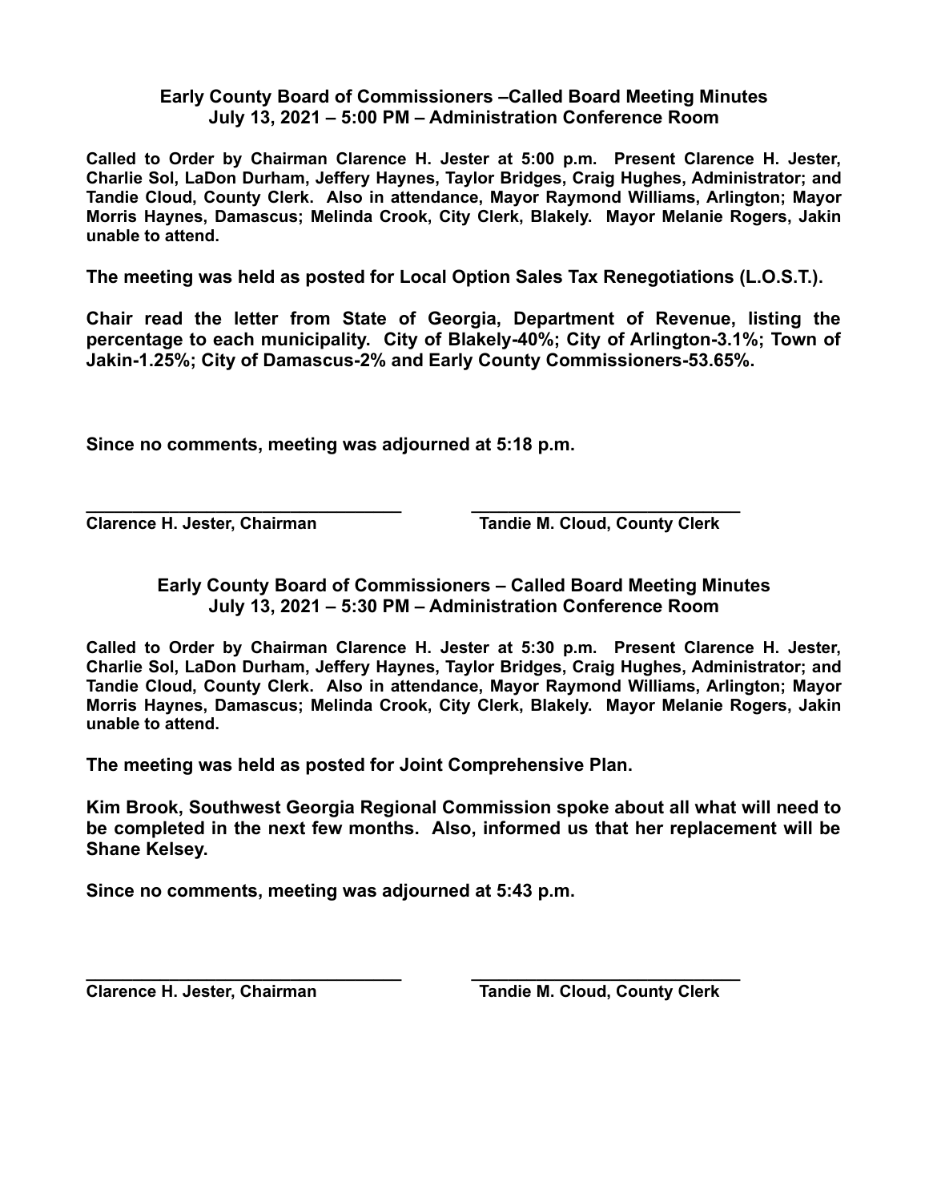## Early County Board of Commissioners –Called Board Meeting Minutes
## July 13, 2021 – 5:00 PM – Administration Conference Room

**Called to Order by Chairman Clarence H. Jester at 5:00 p.m. Present Clarence H. Jester, Charlie Sol, LaDon Durham, Jeffery Haynes, Taylor Bridges, Craig Hughes, Administrator; and Tandie Cloud, County Clerk. Also in attendance, Mayor Raymond Williams, Arlington; Mayor Morris Haynes, Damascus; Melinda Crook, City Clerk, Blakely. Mayor Melanie Rogers, Jakin unable to attend.**

**The meeting was held as posted for Local Option Sales Tax Renegotiations (L.O.S.T.).**

**Chair read the letter from State of Georgia, Department of Revenue, listing the percentage to each municipality. City of Blakely-40%; City of Arlington-3.1%; Town of Jakin-1.25%; City of Damascus-2% and Early County Commissioners-53.65%.**

**Since no comments, meeting was adjourned at 5:18 p.m.**

**\_\_\_\_\_\_\_\_\_\_\_\_\_\_\_\_\_\_\_\_\_\_\_\_\_\_\_\_\_\_\_\_\_\_ \_\_\_\_\_\_\_\_\_\_\_\_\_\_\_\_\_\_\_\_\_\_\_\_\_\_\_\_\_\_**
**Clarence H. Jester, Chairman Tandie M. Cloud, County Clerk**

## Early County Board of Commissioners – Called Board Meeting Minutes
## July 13, 2021 – 5:30 PM – Administration Conference Room

**Called to Order by Chairman Clarence H. Jester at 5:30 p.m. Present Clarence H. Jester, Charlie Sol, LaDon Durham, Jeffery Haynes, Taylor Bridges, Craig Hughes, Administrator; and Tandie Cloud, County Clerk. Also in attendance, Mayor Raymond Williams, Arlington; Mayor Morris Haynes, Damascus; Melinda Crook, City Clerk, Blakely. Mayor Melanie Rogers, Jakin unable to attend.**

**The meeting was held as posted for Joint Comprehensive Plan.**

**Kim Brook, Southwest Georgia Regional Commission spoke about all what will need to be completed in the next few months. Also, informed us that her replacement will be Shane Kelsey.**

**Since no comments, meeting was adjourned at 5:43 p.m.**

**\_\_\_\_\_\_\_\_\_\_\_\_\_\_\_\_\_\_\_\_\_\_\_\_\_\_\_\_\_\_\_\_\_\_ \_\_\_\_\_\_\_\_\_\_\_\_\_\_\_\_\_\_\_\_\_\_\_\_\_\_\_\_\_\_**
**Clarence H. Jester, Chairman Tandie M. Cloud, County Clerk**